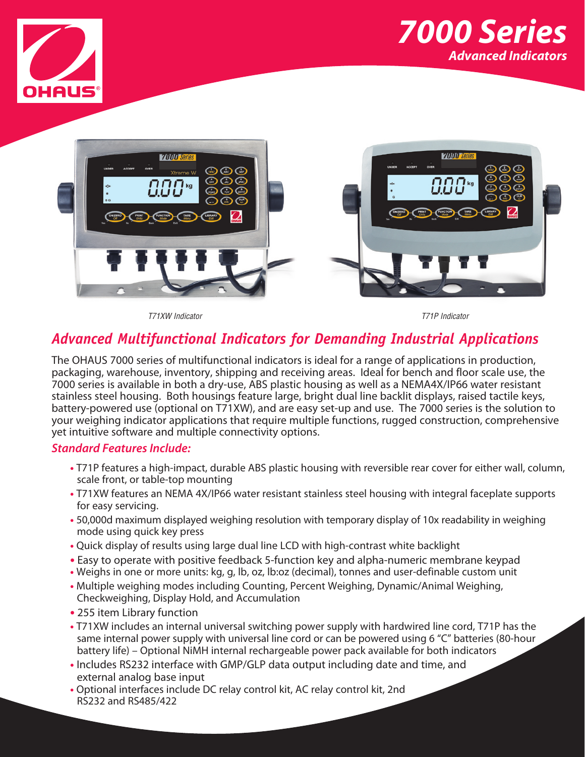# 7000 Series

## Advanced Indicators

T71XW Indicator

T71P Indicator

## Advanced Multifunctional Indicators for Demanding Industrial Applications

The OHAUS 7000 series of multifunctional indicators is ideal for a range of applications in production, packaging, warehouse, inventory, shipping and receiving areas. Ideal for bench and floor scale use, the 7000 series is available in both a dry-use, ABS plastic housing as well as a NEMA4X/IP66 water resistant stainless steel housing. Both housings feature large, bright dual line backlit displays, raised tactile keys, battery-powered use (optional on T71XW), and are easy set-up and use. The 7000 series is the solution to your weighing indicator applications that require multiple functions, rugged construction, comprehensive yet intuitive software and multiple connectivity options.

### Standard Features Include:

- T71P features a high-impact, durable ABS plastic housing with reversible rear cover for either wall, column, scale front, or table-top mounting
- T71XW features an NEMA 4X/IP66 water resistant stainless steel housing with integral faceplate supports for easy servicing.
- 50,000d maximum displayed weighing resolution with temporary display of 10x readability in weighing mode using quick key press
- Quick display of results using large dual line LCD with high-contrast white backlight
- Easy to operate with positive feedback 5-function key and alpha-numeric membrane keypad
- Weighs in one or more units: kg, g, lb, oz, lb:oz (decimal), tonnes and user-definable custom unit
- Multiple weighing modes including Counting, Percent Weighing, Dynamic/Animal Weighing, Checkweighing, Display Hold, and Accumulation
- 255 item Library function
- T71XW includes an internal universal switching power supply with hardwired line cord, T71P has the same internal power supply with universal line cord or can be powered using 6 "C" batteries (80-hour battery life) – Optional NiMH internal rechargeable power pack available for both indicators
- Includes RS232 interface with GMP/GLP data output including date and time, and external analog base input
- Optional interfaces include DC relay control kit, AC relay control kit, 2nd RS232 and RS485/422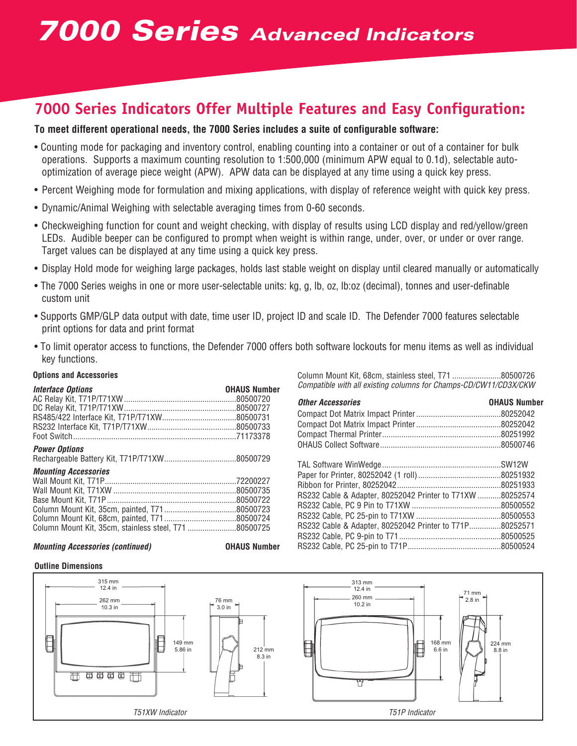# 7000 Series *Advanced Indicators*

## 7000 Series Indicators Offer Multiple Features and Easy Configuration:

**To meet different operational needs, the 7000 Series includes a suite of configurable software:**

- Counting mode for packaging and inventory control, enabling counting into a container or out of a container for bulk operations. Supports a maximum counting resolution to 1:500,000 (minimum APW equal to 0.1d), selectable auto-optimization of average piece weight (APW). APW data can be displayed at any time using a quick key press.
- Percent Weighing mode for formulation and mixing applications, with display of reference weight with quick key press.
- Dynamic/Animal Weighing with selectable averaging times from 0-60 seconds.
- Checkweighing function for count and weight checking, with display of results using LCD display and red/yellow/green LEDs. Audible beeper can be configured to prompt when weight is within range, under, over, or under or over range. Target values can be displayed at any time using a quick key press.
- Display Hold mode for weighing large packages, holds last stable weight on display until cleared manually or automatically
- The 7000 Series weighs in one or more user-selectable units: kg, g, lb, oz, lb:oz (decimal), tonnes and user-definable custom unit
- Supports GMP/GLP data output with date, time user ID, project ID and scale ID. The Defender 7000 features selectable print options for data and print format
- To limit operator access to functions, the Defender 7000 offers both software lockouts for menu items as well as individual key functions.

### Options and Accessories

| *Interface Options* | OHAUS Number |
|---|---|
| AC Relay Kit, T71P/T71XW | 80500720 |
| DC Relay Kit, T71P/T71XW | 80500727 |
| RS485/422 Interface Kit, T71P/T71XW | 80500731 |
| RS232 Interface Kit, T71P/T71XW | 80500733 |
| Foot Switch | 71173378 |
| ***Power Options*** | |
| Rechargeable Battery Kit, T71P/T71XW | 80500729 |
| ***Mounting Accessories*** | |
| Wall Mount Kit, T71P | 72200227 |
| Wall Mount Kit, T71XW | 80500735 |
| Base Mount Kit, T71P | 80500722 |
| Column Mount Kit, 35cm, painted, T71 | 80500723 |
| Column Mount Kit, 68cm, painted, T71 | 80500724 |
| Column Mount Kit, 35cm, stainless steel, T71 | 80500725 |

| *Mounting Accessories (continued)* | OHAUS Number |
|---|---|
| Column Mount Kit, 68cm, stainless steel, T71 | 80500726 |
| *Compatible with all existing columns for Champs-CD/CW11/CD3X/CKW* | |

| *Other Accessories* | OHAUS Number |
|---|---|
| Compact Dot Matrix Impact Printer | 80252042 |
| Compact Dot Matrix Impact Printer | 80252042 |
| Compact Thermal Printer | 80251992 |
| OHAUS Collect Software | 80500746 |
| TAL Software WinWedge | SW12W |
| Paper for Printer, 80252042 (1 roll) | 80251932 |
| Ribbon for Printer, 80252042 | 80251933 |
| RS232 Cable & Adapter, 80252042 Printer to T71XW | 80252574 |
| RS232 Cable, PC 9 Pin to T71XW | 80500552 |
| RS232 Cable, PC 25-pin to T71XW | 80500553 |
| RS232 Cable & Adapter, 80252042 Printer to T71P | 80252571 |
| RS232 Cable, PC 9-pin to T71 | 80500525 |
| RS232 Cable, PC 25-pin to T71P | 80500524 |

### Outline Dimensions

315 mm 12.4 in; 262 mm 10.3 in; 149 mm 5.86 in; 76 mm 3.0 in; 212 mm 8.3 in

*T51XW Indicator*

313 mm 12.4 in; 260 mm 10.2 in; 168 mm 6.6 in; 71 mm 2.8 in; 224 mm 8.8 in

*T51P Indicator*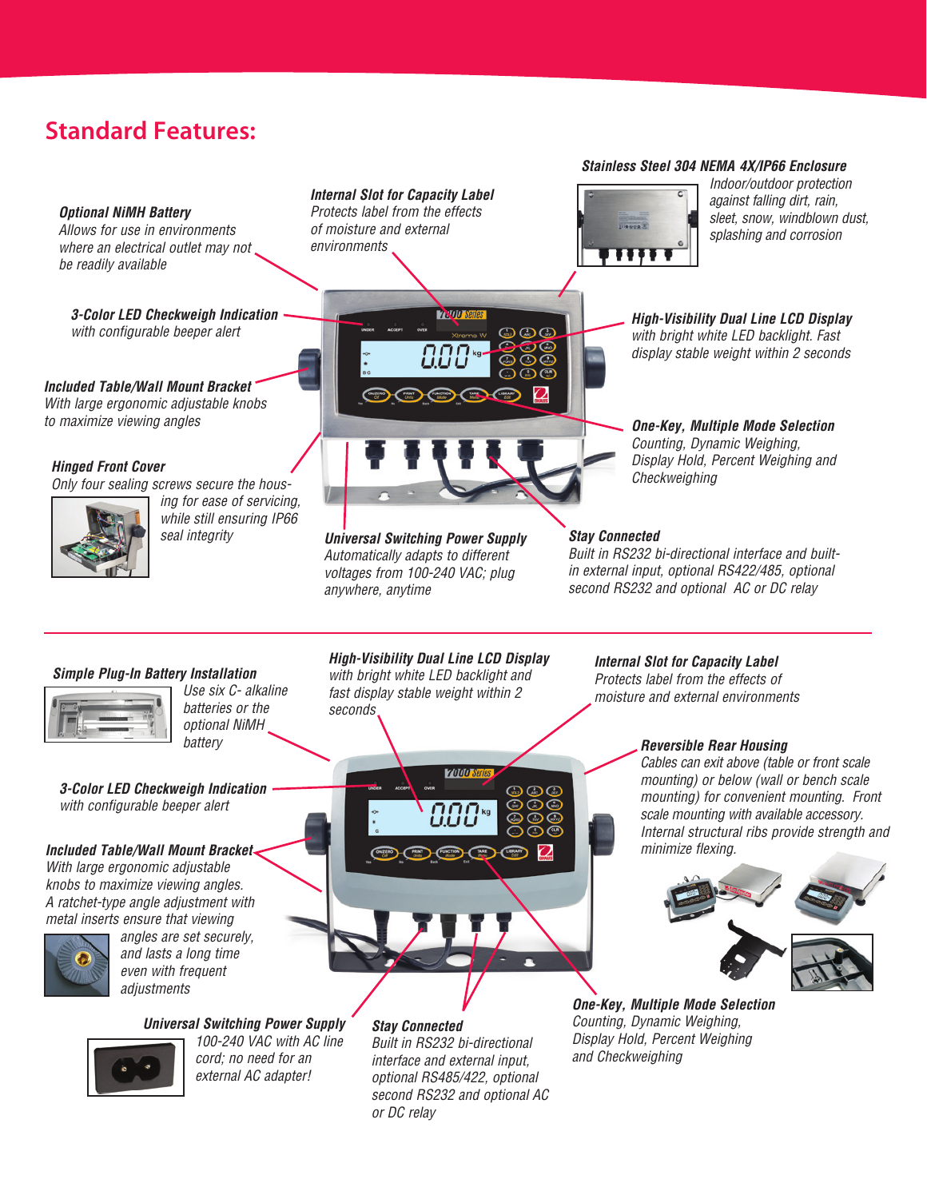## Standard Features:

***Optional NiMH Battery***
*Allows for use in environments where an electrical outlet may not be readily available*

***Internal Slot for Capacity Label***
*Protects label from the effects of moisture and external environments*

***Stainless Steel 304 NEMA 4X/IP66 Enclosure***
*Indoor/outdoor protection against falling dirt, rain, sleet, snow, windblown dust, splashing and corrosion*

***3-Color LED Checkweigh Indication***
*with configurable beeper alert*

***High-Visibility Dual Line LCD Display***
*with bright white LED backlight. Fast display stable weight within 2 seconds*

***Included Table/Wall Mount Bracket***
*With large ergonomic adjustable knobs to maximize viewing angles*

***One-Key, Multiple Mode Selection***
*Counting, Dynamic Weighing, Display Hold, Percent Weighing and Checkweighing*

***Hinged Front Cover***
*Only four sealing screws secure the housing for ease of servicing, while still ensuring IP66 seal integrity*

***Universal Switching Power Supply***
*Automatically adapts to different voltages from 100-240 VAC; plug anywhere, anytime*

***Stay Connected***
*Built in RS232 bi-directional interface and built-in external input, optional RS422/485, optional second RS232 and optional AC or DC relay*

---

***Simple Plug-In Battery Installation***
*Use six C- alkaline batteries or the optional NiMH battery*

***High-Visibility Dual Line LCD Display***
*with bright white LED backlight and fast display stable weight within 2 seconds*

***Internal Slot for Capacity Label***
*Protects label from the effects of moisture and external environments*

***Reversible Rear Housing***
*Cables can exit above (table or front scale mounting) or below (wall or bench scale mounting) for convenient mounting. Front scale mounting with available accessory. Internal structural ribs provide strength and minimize flexing.*

***3-Color LED Checkweigh Indication***
*with configurable beeper alert*

***Included Table/Wall Mount Bracket***
*With large ergonomic adjustable knobs to maximize viewing angles. A ratchet-type angle adjustment with metal inserts ensure that viewing angles are set securely, and lasts a long time even with frequent adjustments*

***One-Key, Multiple Mode Selection***
*Counting, Dynamic Weighing, Display Hold, Percent Weighing and Checkweighing*

***Universal Switching Power Supply***
*100-240 VAC with AC line cord; no need for an external AC adapter!*

***Stay Connected***
*Built in RS232 bi-directional interface and external input, optional RS485/422, optional second RS232 and optional AC or DC relay*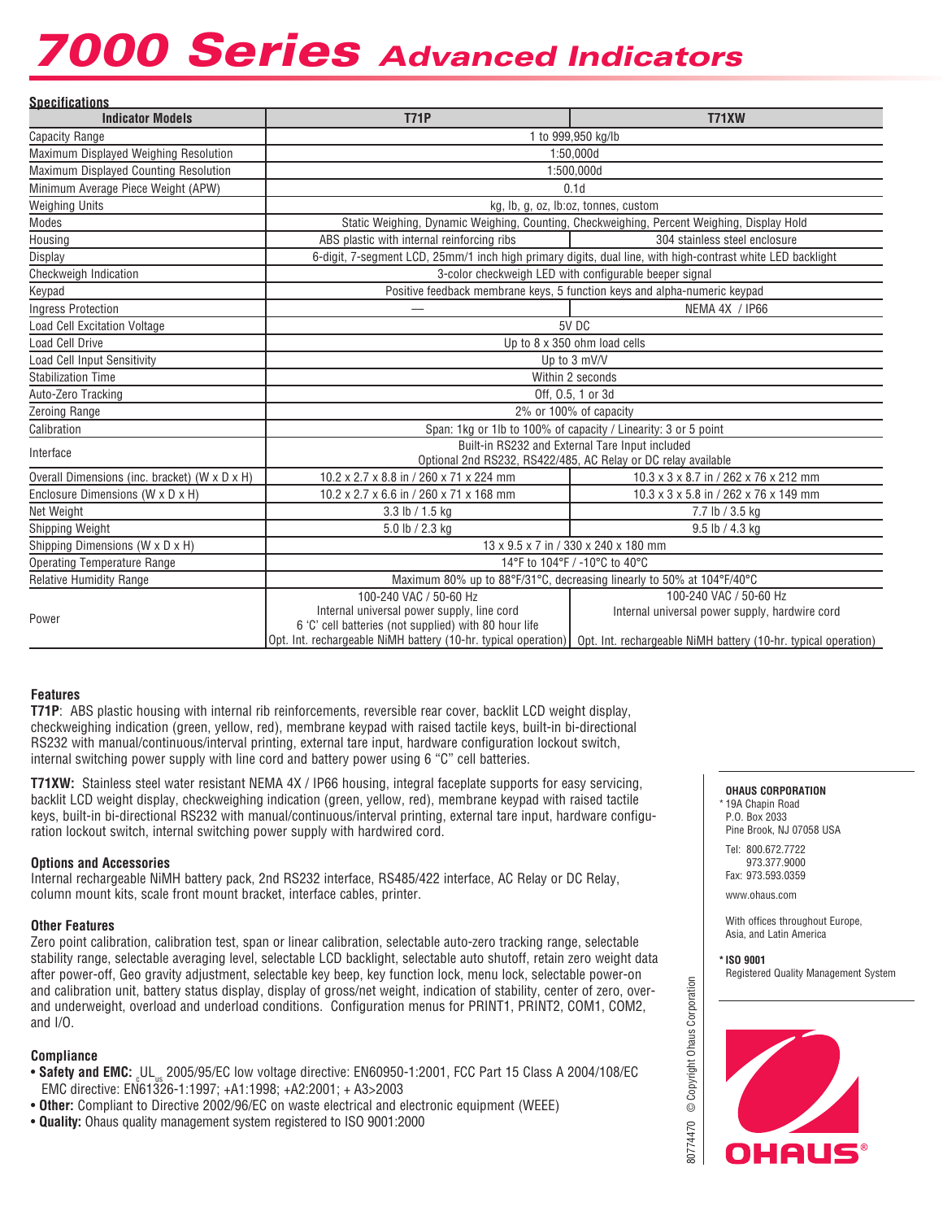// 7000 Series Advanced Indicators

**Specifications**

| Indicator Models | T71P | T71XW |
|---|---|---|
| Capacity Range | 1 to 999,950 kg/lb | |
| Maximum Displayed Weighing Resolution | 1:50,000d | |
| Maximum Displayed Counting Resolution | 1:500,000d | |
| Minimum Average Piece Weight (APW) | 0.1d | |
| Weighing Units | kg, lb, g, oz, lb:oz, tonnes, custom | |
| Modes | Static Weighing, Dynamic Weighing, Counting, Checkweighing, Percent Weighing, Display Hold | |
| Housing | ABS plastic with internal reinforcing ribs | 304 stainless steel enclosure |
| Display | 6-digit, 7-segment LCD, 25mm/1 inch high primary digits, dual line, with high-contrast white LED backlight | |
| Checkweigh Indication | 3-color checkweigh LED with configurable beeper signal | |
| Keypad | Positive feedback membrane keys, 5 function keys and alpha-numeric keypad | |
| Ingress Protection | — | NEMA 4X / IP66 |
| Load Cell Excitation Voltage | 5V DC | |
| Load Cell Drive | Up to 8 x 350 ohm load cells | |
| Load Cell Input Sensitivity | Up to 3 mV/V | |
| Stabilization Time | Within 2 seconds | |
| Auto-Zero Tracking | Off, 0.5, 1 or 3d | |
| Zeroing Range | 2% or 100% of capacity | |
| Calibration | Span: 1kg or 1lb to 100% of capacity / Linearity: 3 or 5 point | |
| Interface | Built-in RS232 and External Tare Input included<br>Optional 2nd RS232, RS422/485, AC Relay or DC relay available | |
| Overall Dimensions (inc. bracket) (W x D x H) | 10.2 x 2.7 x 8.8 in / 260 x 71 x 224 mm | 10.3 x 3 x 8.7 in / 262 x 76 x 212 mm |
| Enclosure Dimensions (W x D x H) | 10.2 x 2.7 x 6.6 in / 260 x 71 x 168 mm | 10.3 x 3 x 5.8 in / 262 x 76 x 149 mm |
| Net Weight | 3.3 lb / 1.5 kg | 7.7 lb / 3.5 kg |
| Shipping Weight | 5.0 lb / 2.3 kg | 9.5 lb / 4.3 kg |
| Shipping Dimensions (W x D x H) | 13 x 9.5 x 7 in / 330 x 240 x 180 mm | |
| Operating Temperature Range | 14°F to 104°F / -10°C to 40°C | |
| Relative Humidity Range | Maximum 80% up to 88°F/31°C, decreasing linearly to 50% at 104°F/40°C | |
| Power | 100-240 VAC / 50-60 Hz<br>Internal universal power supply, line cord<br>6 'C' cell batteries (not supplied) with 80 hour life<br>Opt. Int. rechargeable NiMH battery (10-hr. typical operation) | 100-240 VAC / 50-60 Hz<br>Internal universal power supply, hardwire cord<br>Opt. Int. rechargeable NiMH battery (10-hr. typical operation) |

**Features**

**T71P**: ABS plastic housing with internal rib reinforcements, reversible rear cover, backlit LCD weight display, checkweighing indication (green, yellow, red), membrane keypad with raised tactile keys, built-in bi-directional RS232 with manual/continuous/interval printing, external tare input, hardware configuration lockout switch, internal switching power supply with line cord and battery power using 6 "C" cell batteries.

**T71XW:** Stainless steel water resistant NEMA 4X / IP66 housing, integral faceplate supports for easy servicing, backlit LCD weight display, checkweighing indication (green, yellow, red), membrane keypad with raised tactile keys, built-in bi-directional RS232 with manual/continuous/interval printing, external tare input, hardware configuration lockout switch, internal switching power supply with hardwired cord.

**Options and Accessories**

Internal rechargeable NiMH battery pack, 2nd RS232 interface, RS485/422 interface, AC Relay or DC Relay, column mount kits, scale front mount bracket, interface cables, printer.

**Other Features**

Zero point calibration, calibration test, span or linear calibration, selectable auto-zero tracking range, selectable stability range, selectable averaging level, selectable LCD backlight, selectable auto shutoff, retain zero weight data after power-off, Geo gravity adjustment, selectable key beep, key function lock, menu lock, selectable power-on and calibration unit, battery status display, display of gross/net weight, indication of stability, center of zero, over- and underweight, overload and underload conditions. Configuration menus for PRINT1, PRINT2, COM1, COM2, and I/O.

**Compliance**

- **Safety and EMC:** cULus 2005/95/EC low voltage directive: EN60950-1:2001, FCC Part 15 Class A 2004/108/EC EMC directive: EN61326-1:1997; +A1:1998; +A2:2001; + A3>2003
- **Other:** Compliant to Directive 2002/96/EC on waste electrical and electronic equipment (WEEE)
- **Quality:** Ohaus quality management system registered to ISO 9001:2000

**OHAUS CORPORATION**
\* 19A Chapin Road
P.O. Box 2033
Pine Brook, NJ 07058 USA

Tel: 800.672.7722
973.377.9000
Fax: 973.593.0359

www.ohaus.com

With offices throughout Europe, Asia, and Latin America

**\* ISO 9001**
Registered Quality Management System

80774470 © Copyright Ohaus Corporation

OHAUS®